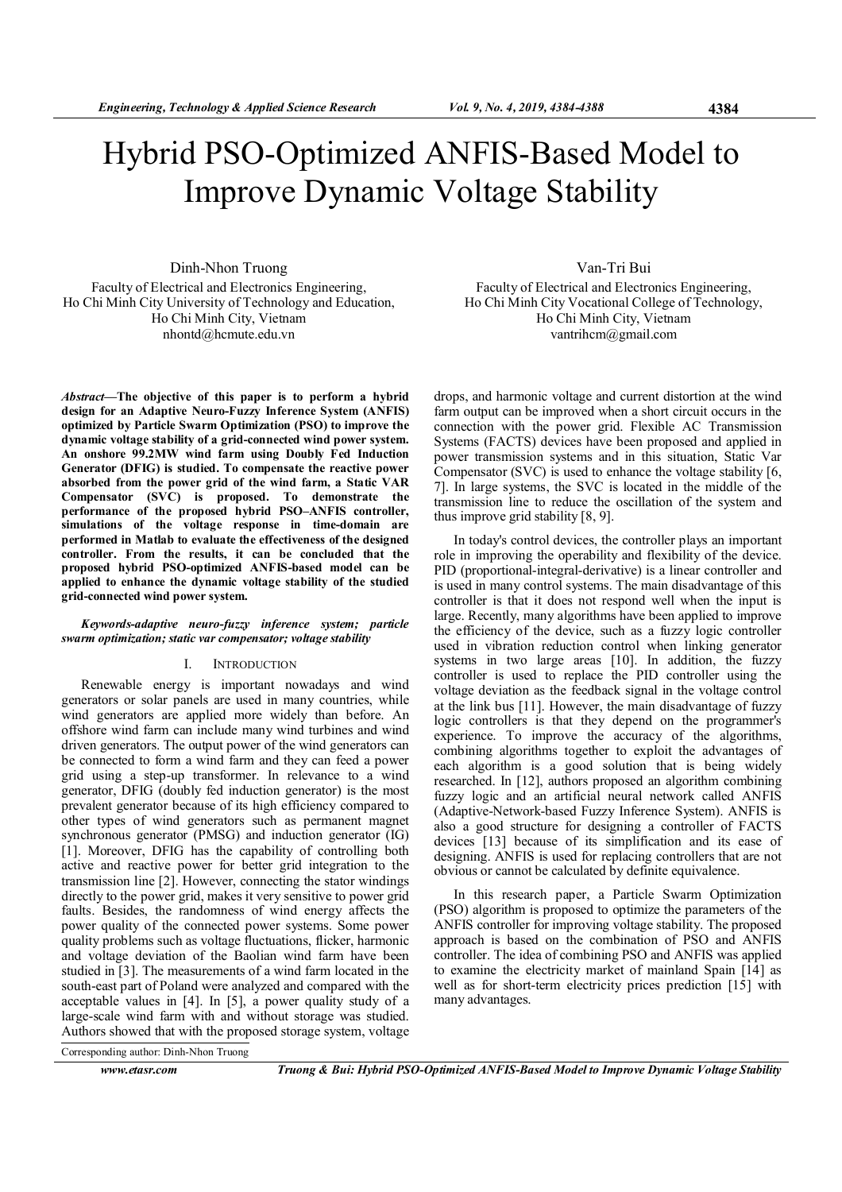# Hybrid PSO-Optimized ANFIS-Based Model to Improve Dynamic Voltage Stability

Dinh-Nhon Truong
Faculty of Electrical and Electronics Engineering,
Ho Chi Minh City University of Technology and Education,
Ho Chi Minh City, Vietnam
nhontd@hcmute.edu.vn

Van-Tri Bui
Faculty of Electrical and Electronics Engineering,
Ho Chi Minh City Vocational College of Technology,
Ho Chi Minh City, Vietnam
vantrihcm@gmail.com

***Abstract*—The objective of this paper is to perform a hybrid design for an Adaptive Neuro-Fuzzy Inference System (ANFIS) optimized by Particle Swarm Optimization (PSO) to improve the dynamic voltage stability of a grid-connected wind power system. An onshore 99.2MW wind farm using Doubly Fed Induction Generator (DFIG) is studied. To compensate the reactive power absorbed from the power grid of the wind farm, a Static VAR Compensator (SVC) is proposed. To demonstrate the performance of the proposed hybrid PSO–ANFIS controller, simulations of the voltage response in time-domain are performed in Matlab to evaluate the effectiveness of the designed controller. From the results, it can be concluded that the proposed hybrid PSO-optimized ANFIS-based model can be applied to enhance the dynamic voltage stability of the studied grid-connected wind power system.**

***Keywords-adaptive neuro-fuzzy inference system; particle swarm optimization; static var compensator; voltage stability***

## I. Introduction

Renewable energy is important nowadays and wind generators or solar panels are used in many countries, while wind generators are applied more widely than before. An offshore wind farm can include many wind turbines and wind driven generators. The output power of the wind generators can be connected to form a wind farm and they can feed a power grid using a step-up transformer. In relevance to a wind generator, DFIG (doubly fed induction generator) is the most prevalent generator because of its high efficiency compared to other types of wind generators such as permanent magnet synchronous generator (PMSG) and induction generator (IG) [1]. Moreover, DFIG has the capability of controlling both active and reactive power for better grid integration to the transmission line [2]. However, connecting the stator windings directly to the power grid, makes it very sensitive to power grid faults. Besides, the randomness of wind energy affects the power quality of the connected power systems. Some power quality problems such as voltage fluctuations, flicker, harmonic and voltage deviation of the Baolian wind farm have been studied in [3]. The measurements of a wind farm located in the south-east part of Poland were analyzed and compared with the acceptable values in [4]. In [5], a power quality study of a large-scale wind farm with and without storage was studied. Authors showed that with the proposed storage system, voltage drops, and harmonic voltage and current distortion at the wind farm output can be improved when a short circuit occurs in the connection with the power grid. Flexible AC Transmission Systems (FACTS) devices have been proposed and applied in power transmission systems and in this situation, Static Var Compensator (SVC) is used to enhance the voltage stability [6, 7]. In large systems, the SVC is located in the middle of the transmission line to reduce the oscillation of the system and thus improve grid stability [8, 9].

In today's control devices, the controller plays an important role in improving the operability and flexibility of the device. PID (proportional-integral-derivative) is a linear controller and is used in many control systems. The main disadvantage of this controller is that it does not respond well when the input is large. Recently, many algorithms have been applied to improve the efficiency of the device, such as a fuzzy logic controller used in vibration reduction control when linking generator systems in two large areas [10]. In addition, the fuzzy controller is used to replace the PID controller using the voltage deviation as the feedback signal in the voltage control at the link bus [11]. However, the main disadvantage of fuzzy logic controllers is that they depend on the programmer's experience. To improve the accuracy of the algorithms, combining algorithms together to exploit the advantages of each algorithm is a good solution that is being widely researched. In [12], authors proposed an algorithm combining fuzzy logic and an artificial neural network called ANFIS (Adaptive-Network-based Fuzzy Inference System). ANFIS is also a good structure for designing a controller of FACTS devices [13] because of its simplification and its ease of designing. ANFIS is used for replacing controllers that are not obvious or cannot be calculated by definite equivalence.

In this research paper, a Particle Swarm Optimization (PSO) algorithm is proposed to optimize the parameters of the ANFIS controller for improving voltage stability. The proposed approach is based on the combination of PSO and ANFIS controller. The idea of combining PSO and ANFIS was applied to examine the electricity market of mainland Spain [14] as well as for short-term electricity prices prediction [15] with many advantages.

Corresponding author: Dinh-Nhon Truong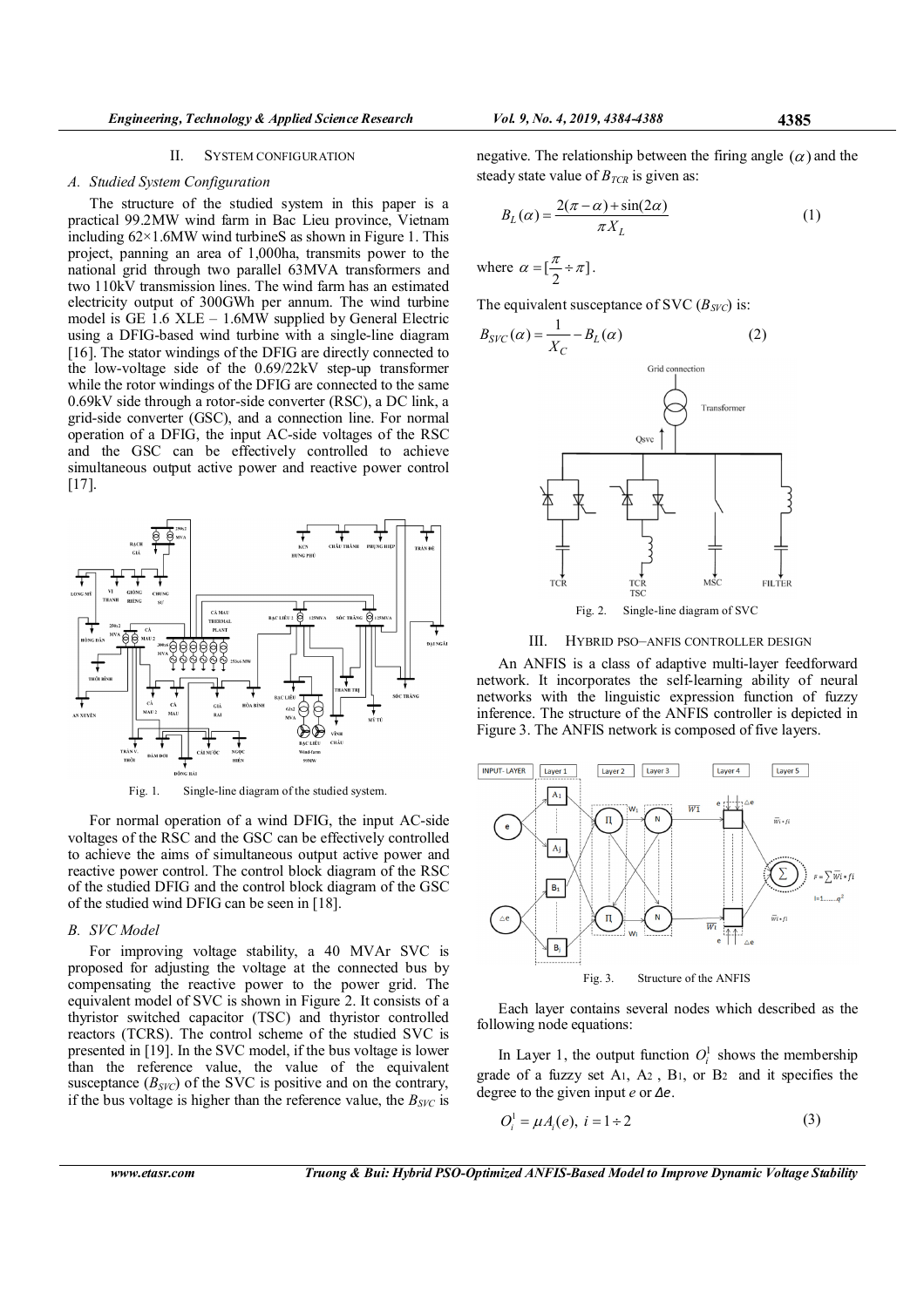## II. System Configuration

### A. Studied System Configuration

The structure of the studied system in this paper is a practical 99.2MW wind farm in Bac Lieu province, Vietnam including 62×1.6MW wind turbineS as shown in Figure 1. This project, panning an area of 1,000ha, transmits power to the national grid through two parallel 63MVA transformers and two 110kV transmission lines. The wind farm has an estimated electricity output of 300GWh per annum. The wind turbine model is GE 1.6 XLE – 1.6MW supplied by General Electric using a DFIG-based wind turbine with a single-line diagram [16]. The stator windings of the DFIG are directly connected to the low-voltage side of the 0.69/22kV step-up transformer while the rotor windings of the DFIG are connected to the same 0.69kV side through a rotor-side converter (RSC), a DC link, a grid-side converter (GSC), and a connection line. For normal operation of a DFIG, the input AC-side voltages of the RSC and the GSC can be effectively controlled to achieve simultaneous output active power and reactive power control [17].

Fig. 1. Single-line diagram of the studied system.

For normal operation of a wind DFIG, the input AC-side voltages of the RSC and the GSC can be effectively controlled to achieve the aims of simultaneous output active power and reactive power control. The control block diagram of the RSC of the studied DFIG and the control block diagram of the GSC of the studied wind DFIG can be seen in [18].

### B. SVC Model

For improving voltage stability, a 40 MVAr SVC is proposed for adjusting the voltage at the connected bus by compensating the reactive power to the power grid. The equivalent model of SVC is shown in Figure 2. It consists of a thyristor switched capacitor (TSC) and thyristor controlled reactors (TCRS). The control scheme of the studied SVC is presented in [19]. In the SVC model, if the bus voltage is lower than the reference value, the value of the equivalent susceptance ($B_{SVC}$) of the SVC is positive and on the contrary, if the bus voltage is higher than the reference value, the $B_{SVC}$ is negative. The relationship between the firing angle ($\alpha$) and the steady state value of $B_{TCR}$ is given as:

$$B_L(\alpha) = \frac{2(\pi - \alpha) + \sin(2\alpha)}{\pi X_L} \tag{1}$$

where $\alpha = [\frac{\pi}{2} \div \pi]$.

The equivalent susceptance of SVC ($B_{SVC}$) is:

$$B_{SVC}(\alpha) = \frac{1}{X_C} - B_L(\alpha) \tag{2}$$

Fig. 2. Single-line diagram of SVC

## III. Hybrid PSO–ANFIS Controller Design

An ANFIS is a class of adaptive multi-layer feedforward network. It incorporates the self-learning ability of neural networks with the linguistic expression function of fuzzy inference. The structure of the ANFIS controller is depicted in Figure 3. The ANFIS network is composed of five layers.

Fig. 3. Structure of the ANFIS

Each layer contains several nodes which described as the following node equations:

In Layer 1, the output function $O_i^1$ shows the membership grade of a fuzzy set A1, A2 , B1, or B2 and it specifies the degree to the given input $e$ or $\Delta e$.

$$O_i^1 = \mu A_i(e),\ i = 1 \div 2 \tag{3}$$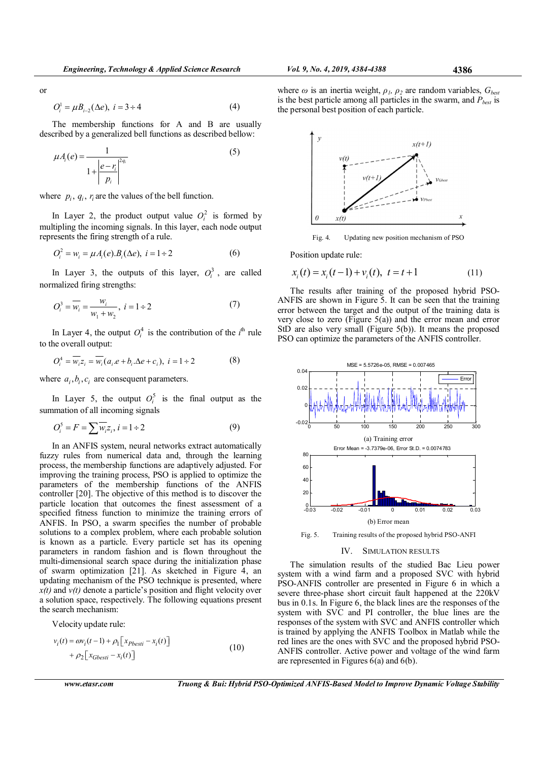or

$$O_i^1 = \mu B_{i-2}(\Delta e),\ i = 3 \div 4 \tag{4}$$

The membership functions for A and B are usually described by a generalized bell functions as described bellow:

$$\mu A_i(e) = \frac{1}{1 + \left| \dfrac{e - r_i}{p_i} \right|^{2q_i}} \tag{5}$$

where $p_i$, $q_i$, $r_i$ are the values of the bell function.

In Layer 2, the product output value $O_i^2$ is formed by multipling the incoming signals. In this layer, each node output represents the firing strength of a rule.

$$O_i^2 = w_i = \mu A_i(e).B_i(\Delta e),\ i = 1 \div 2 \tag{6}$$

In Layer 3, the outputs of this layer, $O_i^3$, are called normalized firing strengths:

$$O_i^3 = \overline{w_i} = \frac{w_i}{w_1 + w_2},\ i = 1 \div 2 \tag{7}$$

In Layer 4, the output $O_i^4$ is the contribution of the $i^{th}$ rule to the overall output:

$$O_i^4 = \overline{w_i} z_i = \overline{w_i}(a_i.e + b_i.\Delta e + c_i),\ i = 1 \div 2 \tag{8}$$

where $a_i, b_i, c_i$ are consequent parameters.

In Layer 5, the output $O_i^5$ is the final output as the summation of all incoming signals

$$O_i^5 = F = \sum \overline{w_i} z_i,\ i = 1 \div 2 \tag{9}$$

In an ANFIS system, neural networks extract automatically fuzzy rules from numerical data and, through the learning process, the membership functions are adaptively adjusted. For improving the training process, PSO is applied to optimize the parameters of the membership functions of the ANFIS controller [20]. The objective of this method is to discover the particle location that outcomes the finest assessment of a specified fitness function to minimize the training errors of ANFIS. In PSO, a swarm specifies the number of probable solutions to a complex problem, where each probable solution is known as a particle. Every particle set has its opening parameters in random fashion and is flown throughout the multi-dimensional search space during the initialization phase of swarm optimization [21]. As sketched in Figure 4, an updating mechanism of the PSO technique is presented, where *x(t)* and *v(t)* denote a particle's position and flight velocity over a solution space, respectively. The following equations present the search mechanism:

Velocity update rule:

$$v_i(t) = \omega v_i(t-1) + \rho_1 \left[ x_{Pbesti} - x_i(t) \right] + \rho_2 \left[ x_{Gbesti} - x_i(t) \right] \tag{10}$$

where $\omega$ is an inertia weight, $\rho_1$, $\rho_2$ are random variables, $G_{best}$ is the best particle among all particles in the swarm, and $P_{best}$ is the personal best position of each particle.

Fig. 4. Updating new position mechanism of PSO

Position update rule:

$$x_i(t) = x_i(t-1) + v_i(t),\ t = t + 1 \tag{11}$$

The results after training of the proposed hybrid PSO-ANFIS are shown in Figure 5. It can be seen that the training error between the target and the output of the training data is very close to zero (Figure 5(a)) and the error mean and error StD are also very small (Figure 5(b)). It means the proposed PSO can optimize the parameters of the ANFIS controller.

(a) Training error

(b) Error mean

Fig. 5. Training results of the proposed hybrid PSO-ANFI

## IV. SIMULATION RESULTS

The simulation results of the studied Bac Lieu power system with a wind farm and a proposed SVC with hybrid PSO-ANFIS controller are presented in Figure 6 in which a severe three-phase short circuit fault happened at the 220kV bus in 0.1s. In Figure 6, the black lines are the responses of the system with SVC and PI controller, the blue lines are the responses of the system with SVC and ANFIS controller which is trained by applying the ANFIS Toolbox in Matlab while the red lines are the ones with SVC and the proposed hybrid PSO-ANFIS controller. Active power and voltage of the wind farm are represented in Figures 6(a) and 6(b).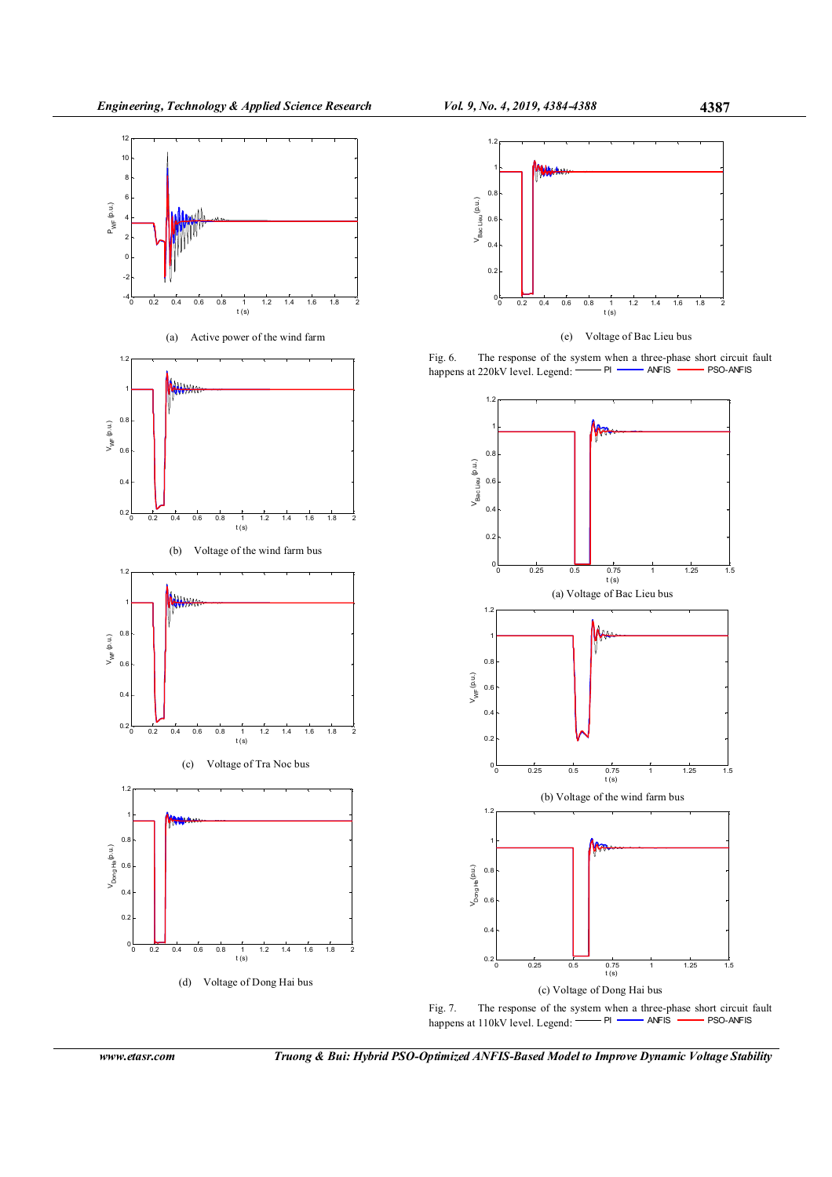(a) Active power of the wind farm

(b) Voltage of the wind farm bus

(c) Voltage of Tra Noc bus

(d) Voltage of Dong Hai bus

(e) Voltage of Bac Lieu bus

Fig. 6. The response of the system when a three-phase short circuit fault happens at 220kV level. Legend: —— PI —— ANFIS —— PSO-ANFIS

(a) Voltage of Bac Lieu bus

(b) Voltage of the wind farm bus

(c) Voltage of Dong Hai bus

Fig. 7. The response of the system when a three-phase short circuit fault happens at 110kV level. Legend: —— PI —— ANFIS —— PSO-ANFIS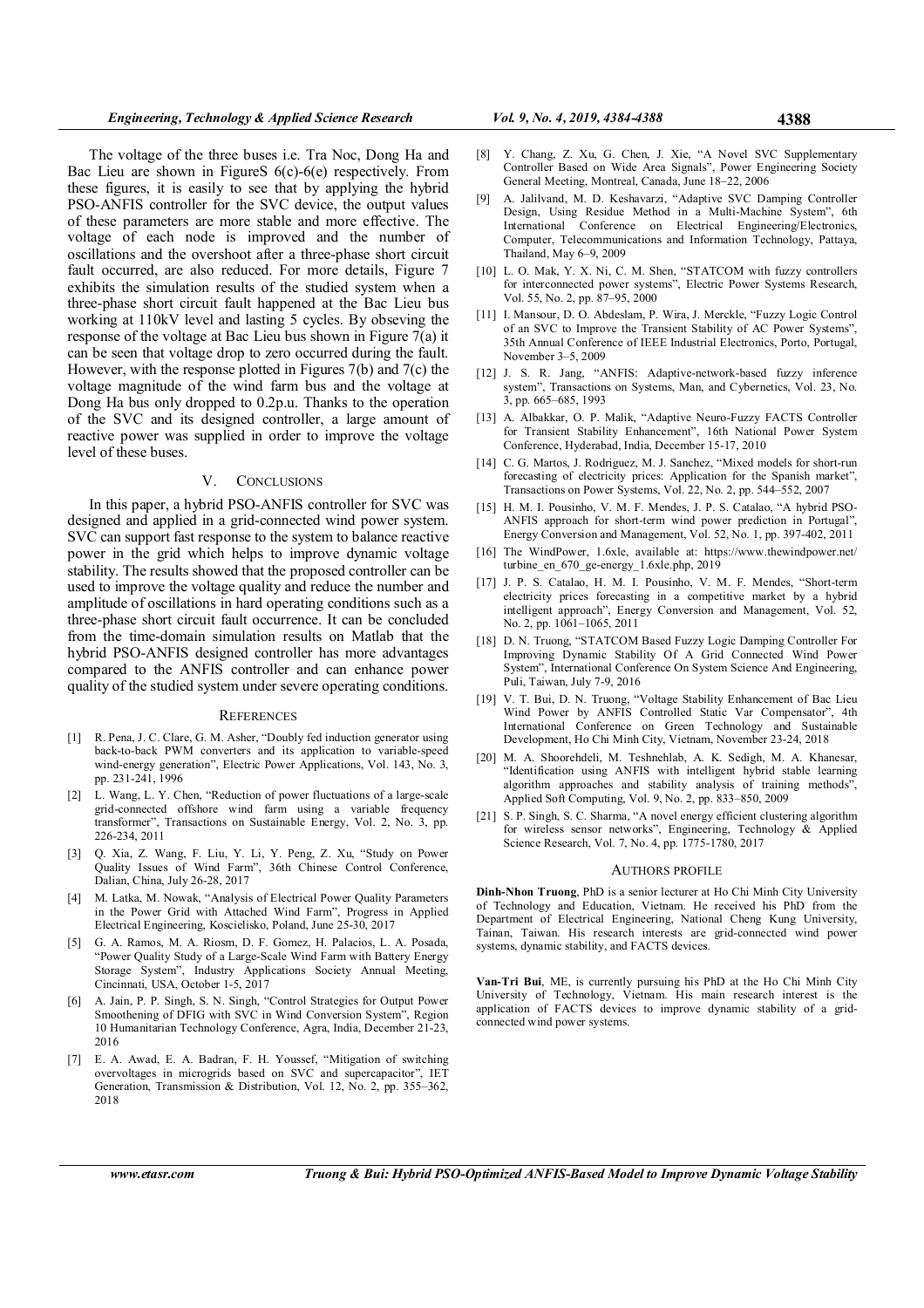The voltage of the three buses i.e. Tra Noc, Dong Ha and Bac Lieu are shown in FigureS 6(c)-6(e) respectively. From these figures, it is easily to see that by applying the hybrid PSO-ANFIS controller for the SVC device, the output values of these parameters are more stable and more effective. The voltage of each node is improved and the number of oscillations and the overshoot after a three-phase short circuit fault occurred, are also reduced. For more details, Figure 7 exhibits the simulation results of the studied system when a three-phase short circuit fault happened at the Bac Lieu bus working at 110kV level and lasting 5 cycles. By obseving the response of the voltage at Bac Lieu bus shown in Figure 7(a) it can be seen that voltage drop to zero occurred during the fault. However, with the response plotted in Figures 7(b) and 7(c) the voltage magnitude of the wind farm bus and the voltage at Dong Ha bus only dropped to 0.2p.u. Thanks to the operation of the SVC and its designed controller, a large amount of reactive power was supplied in order to improve the voltage level of these buses.

## V. CONCLUSIONS

In this paper, a hybrid PSO-ANFIS controller for SVC was designed and applied in a grid-connected wind power system. SVC can support fast response to the system to balance reactive power in the grid which helps to improve dynamic voltage stability. The results showed that the proposed controller can be used to improve the voltage quality and reduce the number and amplitude of oscillations in hard operating conditions such as a three-phase short circuit fault occurrence. It can be concluded from the time-domain simulation results on Matlab that the hybrid PSO-ANFIS designed controller has more advantages compared to the ANFIS controller and can enhance power quality of the studied system under severe operating conditions.

## REFERENCES

[1] R. Pena, J. C. Clare, G. M. Asher, "Doubly fed induction generator using back-to-back PWM converters and its application to variable-speed wind-energy generation", Electric Power Applications, Vol. 143, No. 3, pp. 231-241, 1996

[2] L. Wang, L. Y. Chen, "Reduction of power fluctuations of a large-scale grid-connected offshore wind farm using a variable frequency transformer", Transactions on Sustainable Energy, Vol. 2, No. 3, pp. 226-234, 2011

[3] Q. Xia, Z. Wang, F. Liu, Y. Li, Y. Peng, Z. Xu, "Study on Power Quality Issues of Wind Farm", 36th Chinese Control Conference, Dalian, China, July 26-28, 2017

[4] M. Latka, M. Nowak, "Analysis of Electrical Power Quality Parameters in the Power Grid with Attached Wind Farm", Progress in Applied Electrical Engineering, Koscielisko, Poland, June 25-30, 2017

[5] G. A. Ramos, M. A. Riosm, D. F. Gomez, H. Palacios, L. A. Posada, "Power Quality Study of a Large-Scale Wind Farm with Battery Energy Storage System", Industry Applications Society Annual Meeting, Cincinnati, USA, October 1-5, 2017

[6] A. Jain, P. P. Singh, S. N. Singh, "Control Strategies for Output Power Smoothening of DFIG with SVC in Wind Conversion System", Region 10 Humanitarian Technology Conference, Agra, India, December 21-23, 2016

[7] E. A. Awad, E. A. Badran, F. H. Youssef, "Mitigation of switching overvoltages in microgrids based on SVC and supercapacitor", IET Generation, Transmission & Distribution, Vol. 12, No. 2, pp. 355–362, 2018

[8] Y. Chang, Z. Xu, G. Chen, J. Xie, "A Novel SVC Supplementary Controller Based on Wide Area Signals", Power Engineering Society General Meeting, Montreal, Canada, June 18–22, 2006

[9] A. Jalilvand, M. D. Keshavarzi, "Adaptive SVC Damping Controller Design, Using Residue Method in a Multi-Machine System", 6th International Conference on Electrical Engineering/Electronics, Computer, Telecommunications and Information Technology, Pattaya, Thailand, May 6–9, 2009

[10] L. O. Mak, Y. X. Ni, C. M. Shen, "STATCOM with fuzzy controllers for interconnected power systems", Electric Power Systems Research, Vol. 55, No. 2, pp. 87–95, 2000

[11] I. Mansour, D. O. Abdeslam, P. Wira, J. Merckle, "Fuzzy Logic Control of an SVC to Improve the Transient Stability of AC Power Systems", 35th Annual Conference of IEEE Industrial Electronics, Porto, Portugal, November 3–5, 2009

[12] J. S. R. Jang, "ANFIS: Adaptive-network-based fuzzy inference system", Transactions on Systems, Man, and Cybernetics, Vol. 23, No. 3, pp. 665–685, 1993

[13] A. Albakkar, O. P. Malik, "Adaptive Neuro-Fuzzy FACTS Controller for Transient Stability Enhancement", 16th National Power System Conference, Hyderabad, India, December 15-17, 2010

[14] C. G. Martos, J. Rodriguez, M. J. Sanchez, "Mixed models for short-run forecasting of electricity prices: Application for the Spanish market", Transactions on Power Systems, Vol. 22, No. 2, pp. 544–552, 2007

[15] H. M. I. Pousinho, V. M. F. Mendes, J. P. S. Catalao, "A hybrid PSO-ANFIS approach for short-term wind power prediction in Portugal", Energy Conversion and Management, Vol. 52, No. 1, pp. 397-402, 2011

[16] The WindPower, 1.6xle, available at: https://www.thewindpower.net/turbine_en_670_ge-energy_1.6xle.php, 2019

[17] J. P. S. Catalao, H. M. I. Pousinho, V. M. F. Mendes, "Short-term electricity prices forecasting in a competitive market by a hybrid intelligent approach", Energy Conversion and Management, Vol. 52, No. 2, pp. 1061–1065, 2011

[18] D. N. Truong, "STATCOM Based Fuzzy Logic Damping Controller For Improving Dynamic Stability Of A Grid Connected Wind Power System", International Conference On System Science And Engineering, Puli, Taiwan, July 7-9, 2016

[19] V. T. Bui, D. N. Truong, "Voltage Stability Enhancement of Bac Lieu Wind Power by ANFIS Controlled Static Var Compensator", 4th International Conference on Green Technology and Sustainable Development, Ho Chi Minh City, Vietnam, November 23-24, 2018

[20] M. A. Shoorehdeli, M. Teshnehlab, A. K. Sedigh, M. A. Khanesar, "Identification using ANFIS with intelligent hybrid stable learning algorithm approaches and stability analysis of training methods", Applied Soft Computing, Vol. 9, No. 2, pp. 833–850, 2009

[21] S. P. Singh, S. C. Sharma, "A novel energy efficient clustering algorithm for wireless sensor networks", Engineering, Technology & Applied Science Research, Vol. 7, No. 4, pp. 1775-1780, 2017

## AUTHORS PROFILE

**Dinh-Nhon Truong**, PhD is a senior lecturer at Ho Chi Minh City University of Technology and Education, Vietnam. He received his PhD from the Department of Electrical Engineering, National Cheng Kung University, Tainan, Taiwan. His research interests are grid-connected wind power systems, dynamic stability, and FACTS devices.

**Van-Tri Bui**, ME, is currently pursuing his PhD at the Ho Chi Minh City University of Technology, Vietnam. His main research interest is the application of FACTS devices to improve dynamic stability of a grid-connected wind power systems.